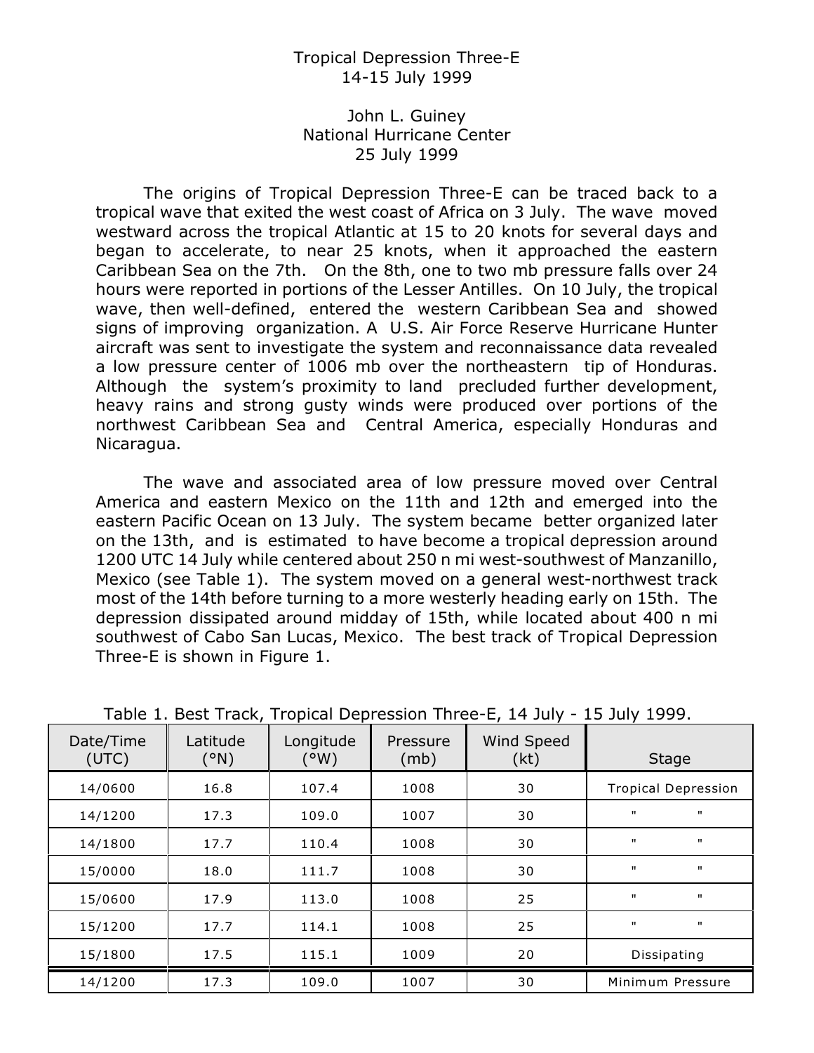# Tropical Depression Three-E
14-15 July 1999

John L. Guiney
National Hurricane Center
25 July 1999

The origins of Tropical Depression Three-E can be traced back to a tropical wave that exited the west coast of Africa on 3 July. The wave moved westward across the tropical Atlantic at 15 to 20 knots for several days and began to accelerate, to near 25 knots, when it approached the eastern Caribbean Sea on the 7th. On the 8th, one to two mb pressure falls over 24 hours were reported in portions of the Lesser Antilles. On 10 July, the tropical wave, then well-defined, entered the western Caribbean Sea and showed signs of improving organization. A U.S. Air Force Reserve Hurricane Hunter aircraft was sent to investigate the system and reconnaissance data revealed a low pressure center of 1006 mb over the northeastern tip of Honduras. Although the system's proximity to land precluded further development, heavy rains and strong gusty winds were produced over portions of the northwest Caribbean Sea and Central America, especially Honduras and Nicaragua.

The wave and associated area of low pressure moved over Central America and eastern Mexico on the 11th and 12th and emerged into the eastern Pacific Ocean on 13 July. The system became better organized later on the 13th, and is estimated to have become a tropical depression around 1200 UTC 14 July while centered about 250 n mi west-southwest of Manzanillo, Mexico (see Table 1). The system moved on a general west-northwest track most of the 14th before turning to a more westerly heading early on 15th. The depression dissipated around midday of 15th, while located about 400 n mi southwest of Cabo San Lucas, Mexico. The best track of Tropical Depression Three-E is shown in Figure 1.

Table 1. Best Track, Tropical Depression Three-E, 14 July - 15 July 1999.

| Date/Time (UTC) | Latitude (°N) | Longitude (°W) | Pressure (mb) | Wind Speed (kt) | Stage |
|---|---|---|---|---|---|
| 14/0600 | 16.8 | 107.4 | 1008 | 30 | Tropical Depression |
| 14/1200 | 17.3 | 109.0 | 1007 | 30 | " " |
| 14/1800 | 17.7 | 110.4 | 1008 | 30 | " " |
| 15/0000 | 18.0 | 111.7 | 1008 | 30 | " " |
| 15/0600 | 17.9 | 113.0 | 1008 | 25 | " " |
| 15/1200 | 17.7 | 114.1 | 1008 | 25 | " " |
| 15/1800 | 17.5 | 115.1 | 1009 | 20 | Dissipating |
| 14/1200 | 17.3 | 109.0 | 1007 | 30 | Minimum Pressure |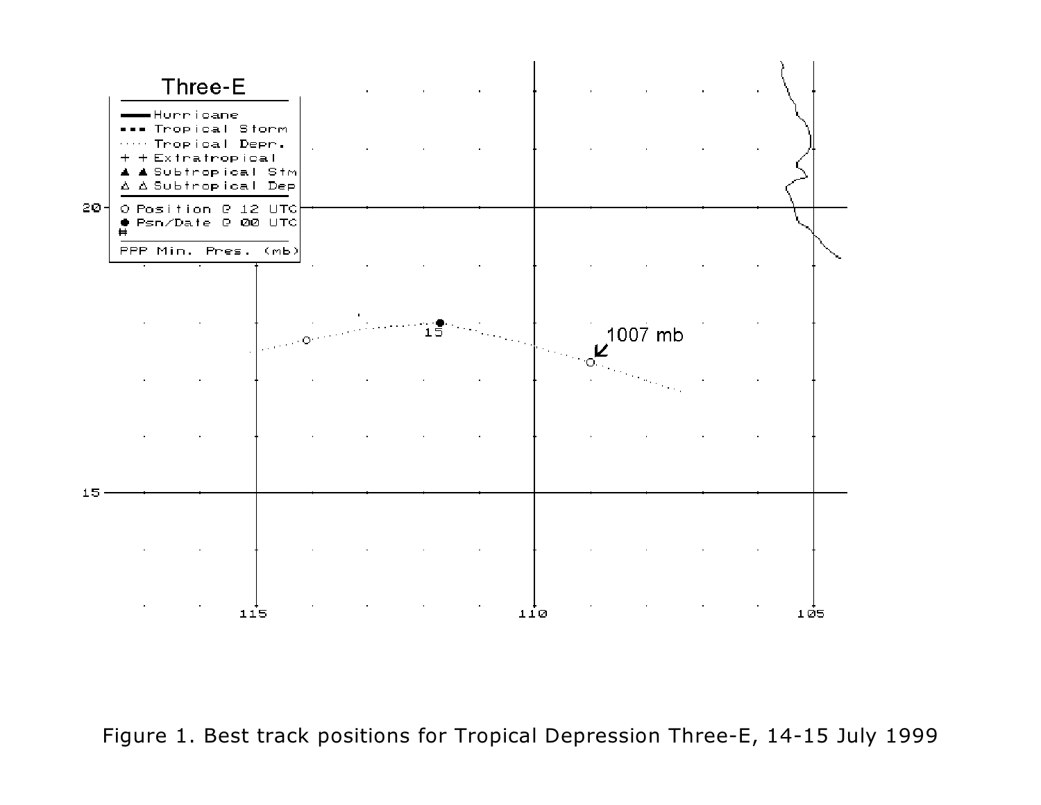Three-E

Hurricane
Tropical Storm
Tropical Depr.
+ + Extratropical
▲ ▲ Subtropical Stm
Δ Δ Subtropical Dep
O Position @ 12 UTC
● Psn/Date @ 00 UTC
PPP Min. Pres. (mb)

20

15

115

110

105

1007 mb

Figure 1. Best track positions for Tropical Depression Three-E, 14-15 July 1999